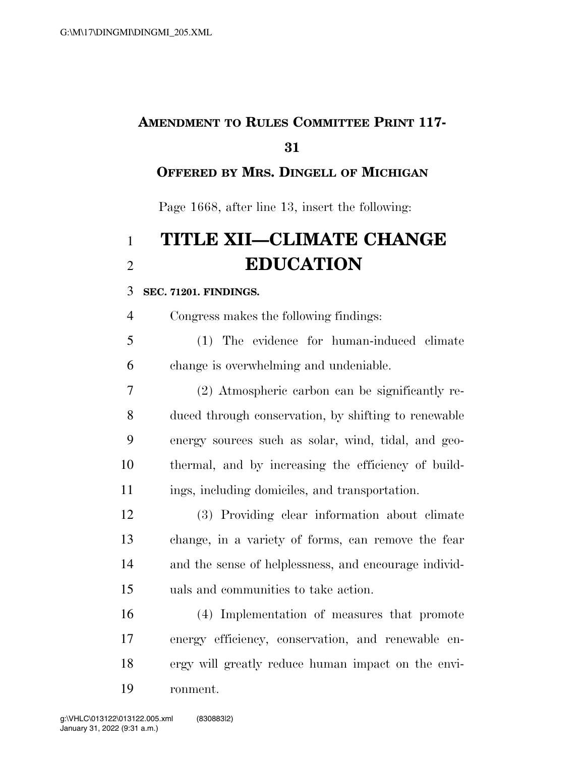**AMENDMENT TO RULES COMMITTEE PRINT 117-31**

**OFFERED BY MRS. DINGELL OF MICHIGAN**

Page 1668, after line 13, insert the following:

# TITLE XII—CLIMATE CHANGE EDUCATION

**SEC. 71201. FINDINGS.**

Congress makes the following findings:

(1) The evidence for human-induced climate change is overwhelming and undeniable.

(2) Atmospheric carbon can be significantly reduced through conservation, by shifting to renewable energy sources such as solar, wind, tidal, and geothermal, and by increasing the efficiency of buildings, including domiciles, and transportation.

(3) Providing clear information about climate change, in a variety of forms, can remove the fear and the sense of helplessness, and encourage individuals and communities to take action.

(4) Implementation of measures that promote energy efficiency, conservation, and renewable energy will greatly reduce human impact on the environment.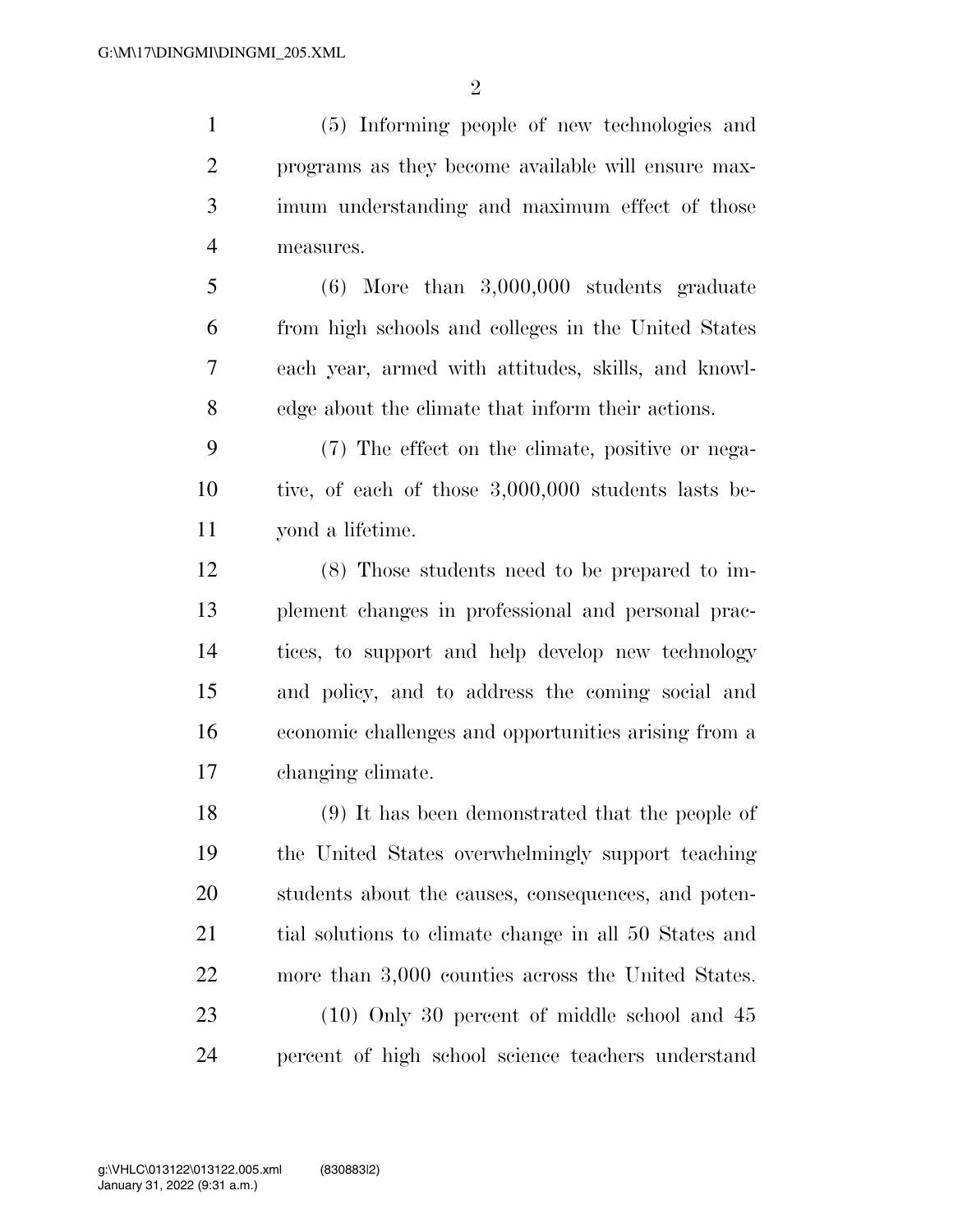(5) Informing people of new technologies and programs as they become available will ensure maximum understanding and maximum effect of those measures.

(6) More than 3,000,000 students graduate from high schools and colleges in the United States each year, armed with attitudes, skills, and knowledge about the climate that inform their actions.

(7) The effect on the climate, positive or negative, of each of those 3,000,000 students lasts beyond a lifetime.

(8) Those students need to be prepared to implement changes in professional and personal practices, to support and help develop new technology and policy, and to address the coming social and economic challenges and opportunities arising from a changing climate.

(9) It has been demonstrated that the people of the United States overwhelmingly support teaching students about the causes, consequences, and potential solutions to climate change in all 50 States and more than 3,000 counties across the United States.

(10) Only 30 percent of middle school and 45 percent of high school science teachers understand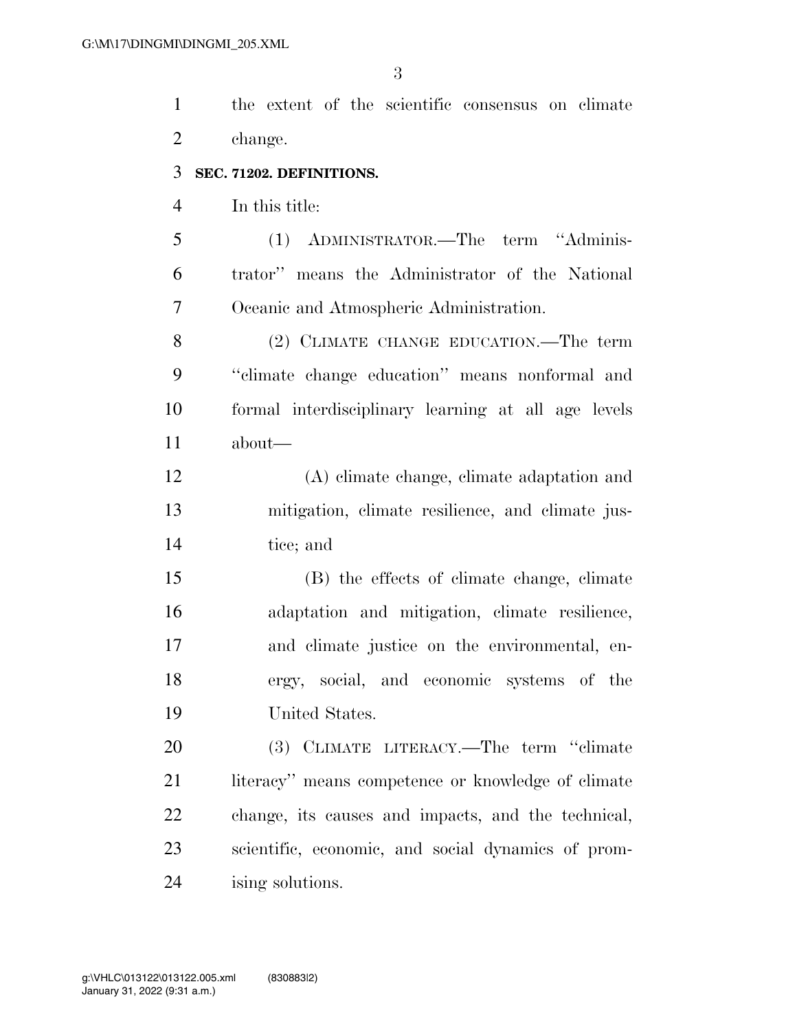the extent of the scientific consensus on climate change.

**SEC. 71202. DEFINITIONS.**

In this title:

(1) ADMINISTRATOR.—The term ''Administrator'' means the Administrator of the National Oceanic and Atmospheric Administration.

(2) CLIMATE CHANGE EDUCATION.—The term ''climate change education'' means nonformal and formal interdisciplinary learning at all age levels about—

(A) climate change, climate adaptation and mitigation, climate resilience, and climate justice; and

(B) the effects of climate change, climate adaptation and mitigation, climate resilience, and climate justice on the environmental, energy, social, and economic systems of the United States.

(3) CLIMATE LITERACY.—The term ''climate literacy'' means competence or knowledge of climate change, its causes and impacts, and the technical, scientific, economic, and social dynamics of promising solutions.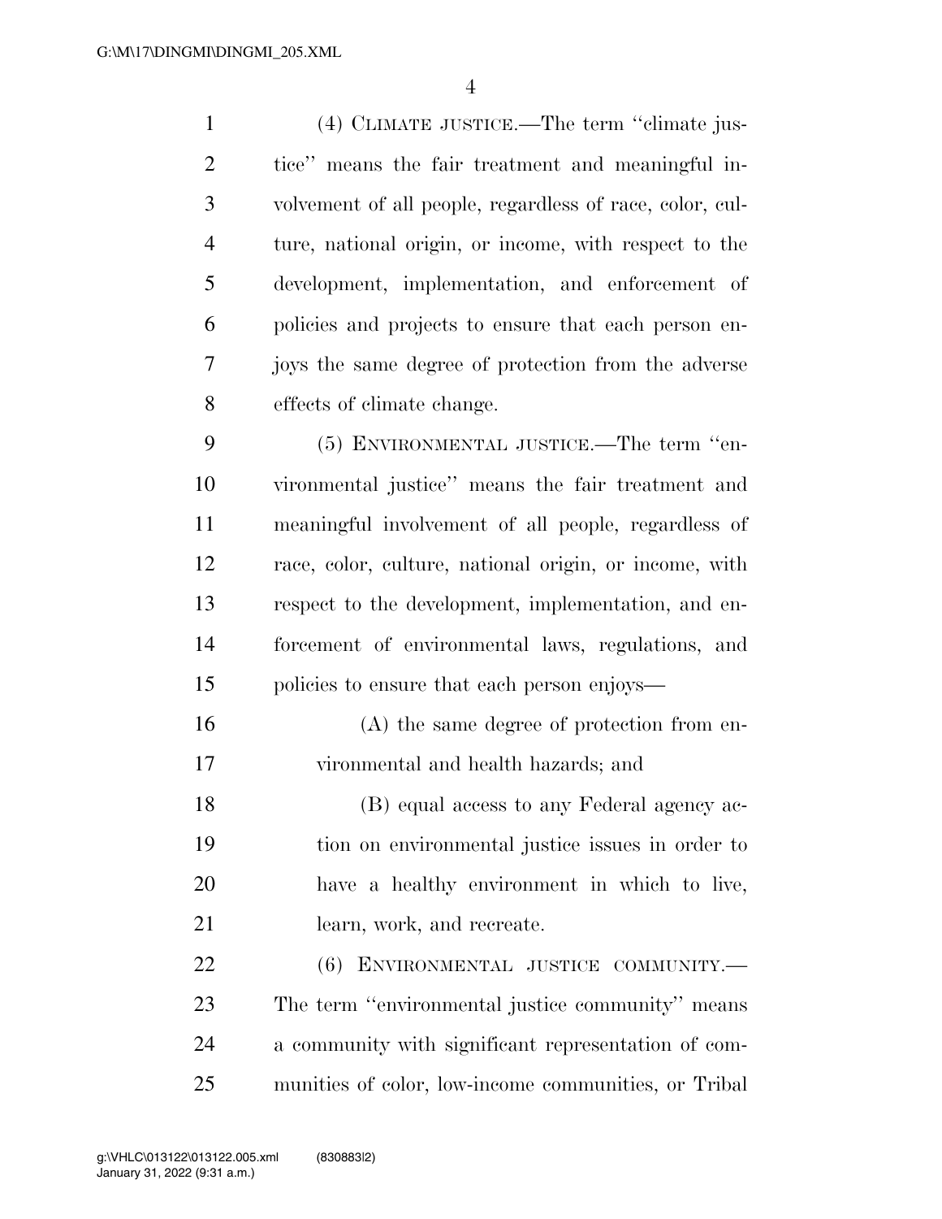(4) CLIMATE JUSTICE.—The term ''climate justice'' means the fair treatment and meaningful involvement of all people, regardless of race, color, culture, national origin, or income, with respect to the development, implementation, and enforcement of policies and projects to ensure that each person enjoys the same degree of protection from the adverse effects of climate change.

(5) ENVIRONMENTAL JUSTICE.—The term ''environmental justice'' means the fair treatment and meaningful involvement of all people, regardless of race, color, culture, national origin, or income, with respect to the development, implementation, and enforcement of environmental laws, regulations, and policies to ensure that each person enjoys—

(A) the same degree of protection from environmental and health hazards; and

(B) equal access to any Federal agency action on environmental justice issues in order to have a healthy environment in which to live, learn, work, and recreate.

(6) ENVIRONMENTAL JUSTICE COMMUNITY.—The term ''environmental justice community'' means a community with significant representation of communities of color, low-income communities, or Tribal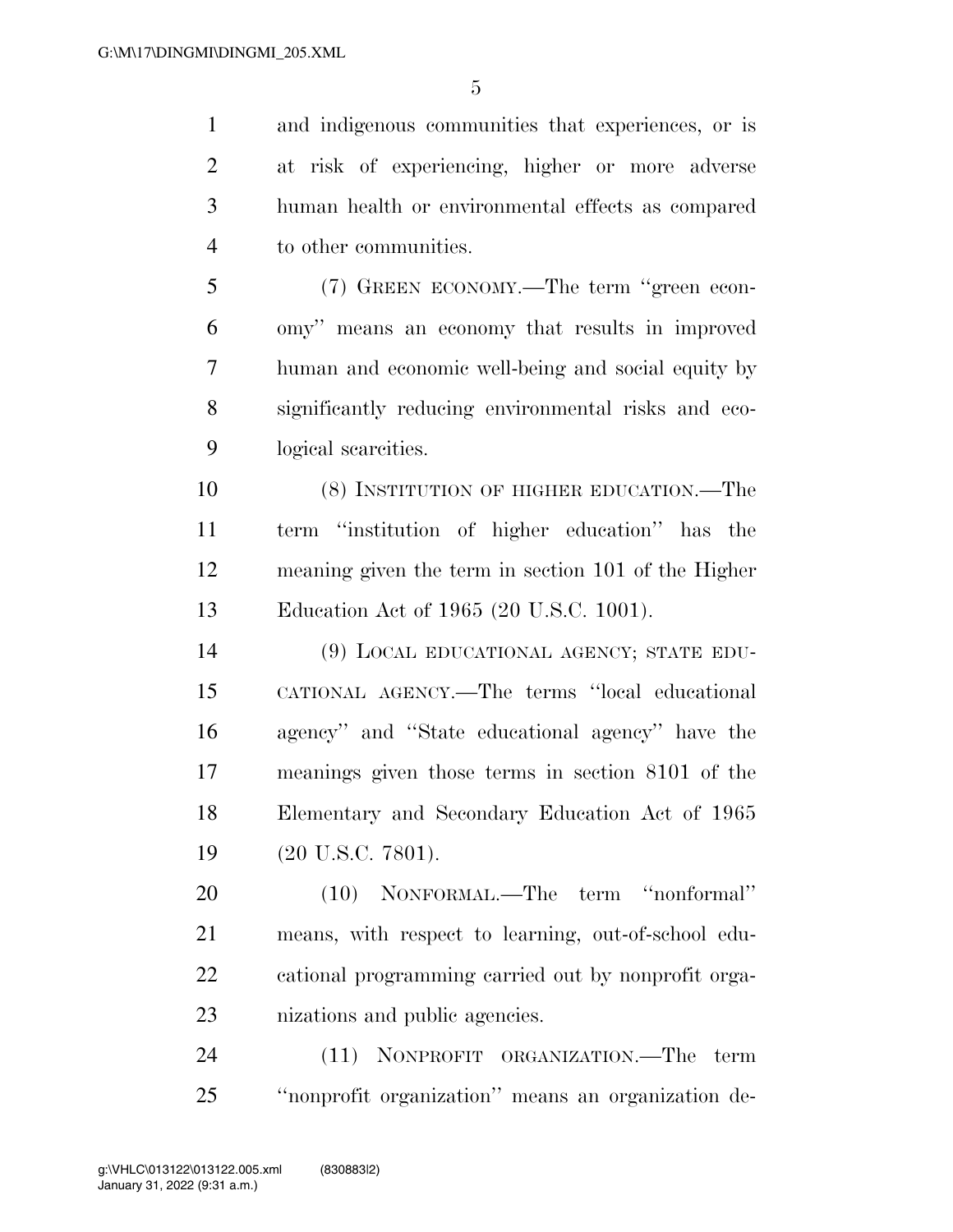and indigenous communities that experiences, or is at risk of experiencing, higher or more adverse human health or environmental effects as compared to other communities.

(7) GREEN ECONOMY.—The term ''green economy'' means an economy that results in improved human and economic well-being and social equity by significantly reducing environmental risks and ecological scarcities.

(8) INSTITUTION OF HIGHER EDUCATION.—The term ''institution of higher education'' has the meaning given the term in section 101 of the Higher Education Act of 1965 (20 U.S.C. 1001).

(9) LOCAL EDUCATIONAL AGENCY; STATE EDUCATIONAL AGENCY.—The terms ''local educational agency'' and ''State educational agency'' have the meanings given those terms in section 8101 of the Elementary and Secondary Education Act of 1965 (20 U.S.C. 7801).

(10) NONFORMAL.—The term ''nonformal'' means, with respect to learning, out-of-school educational programming carried out by nonprofit organizations and public agencies.

(11) NONPROFIT ORGANIZATION.—The term ''nonprofit organization'' means an organization de-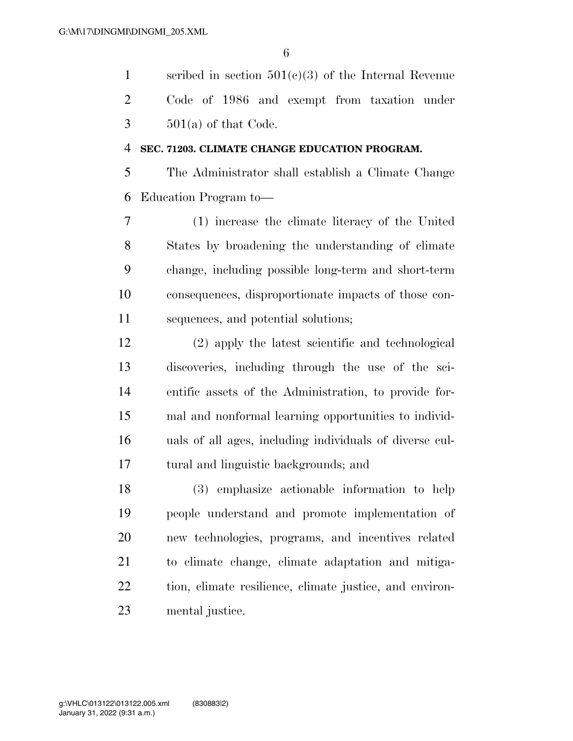scribed in section 501(c)(3) of the Internal Revenue Code of 1986 and exempt from taxation under 501(a) of that Code.

**SEC. 71203. CLIMATE CHANGE EDUCATION PROGRAM.**

The Administrator shall establish a Climate Change Education Program to—

(1) increase the climate literacy of the United States by broadening the understanding of climate change, including possible long-term and short-term consequences, disproportionate impacts of those consequences, and potential solutions;

(2) apply the latest scientific and technological discoveries, including through the use of the scientific assets of the Administration, to provide formal and nonformal learning opportunities to individuals of all ages, including individuals of diverse cultural and linguistic backgrounds; and

(3) emphasize actionable information to help people understand and promote implementation of new technologies, programs, and incentives related to climate change, climate adaptation and mitigation, climate resilience, climate justice, and environmental justice.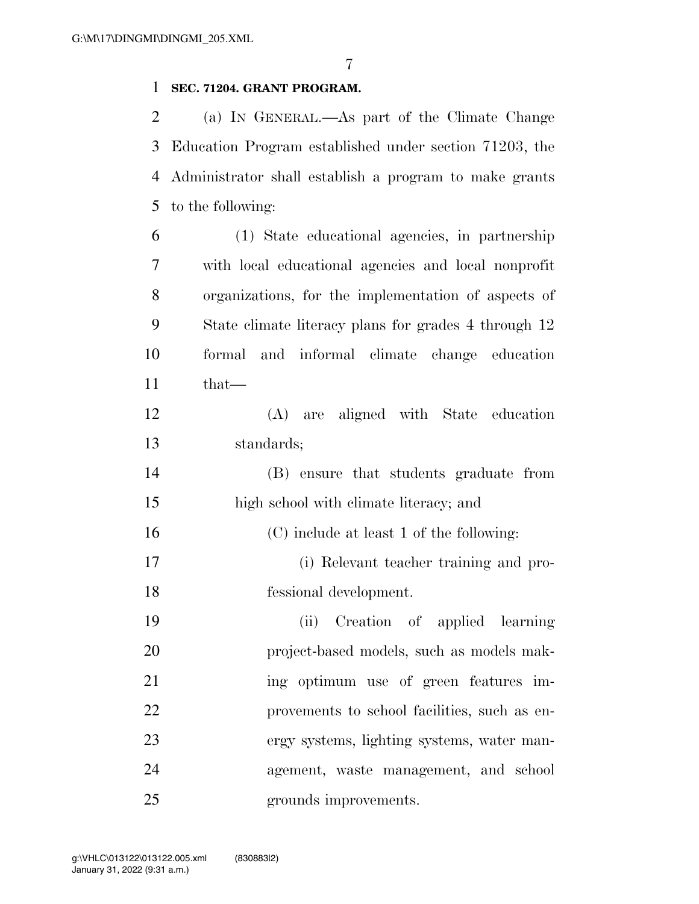**SEC. 71204. GRANT PROGRAM.**

(a) IN GENERAL.—As part of the Climate Change Education Program established under section 71203, the Administrator shall establish a program to make grants to the following:

(1) State educational agencies, in partnership with local educational agencies and local nonprofit organizations, for the implementation of aspects of State climate literacy plans for grades 4 through 12 formal and informal climate change education that—

(A) are aligned with State education standards;

(B) ensure that students graduate from high school with climate literacy; and

(C) include at least 1 of the following:

(i) Relevant teacher training and professional development.

(ii) Creation of applied learning project-based models, such as models making optimum use of green features improvements to school facilities, such as energy systems, lighting systems, water management, waste management, and school grounds improvements.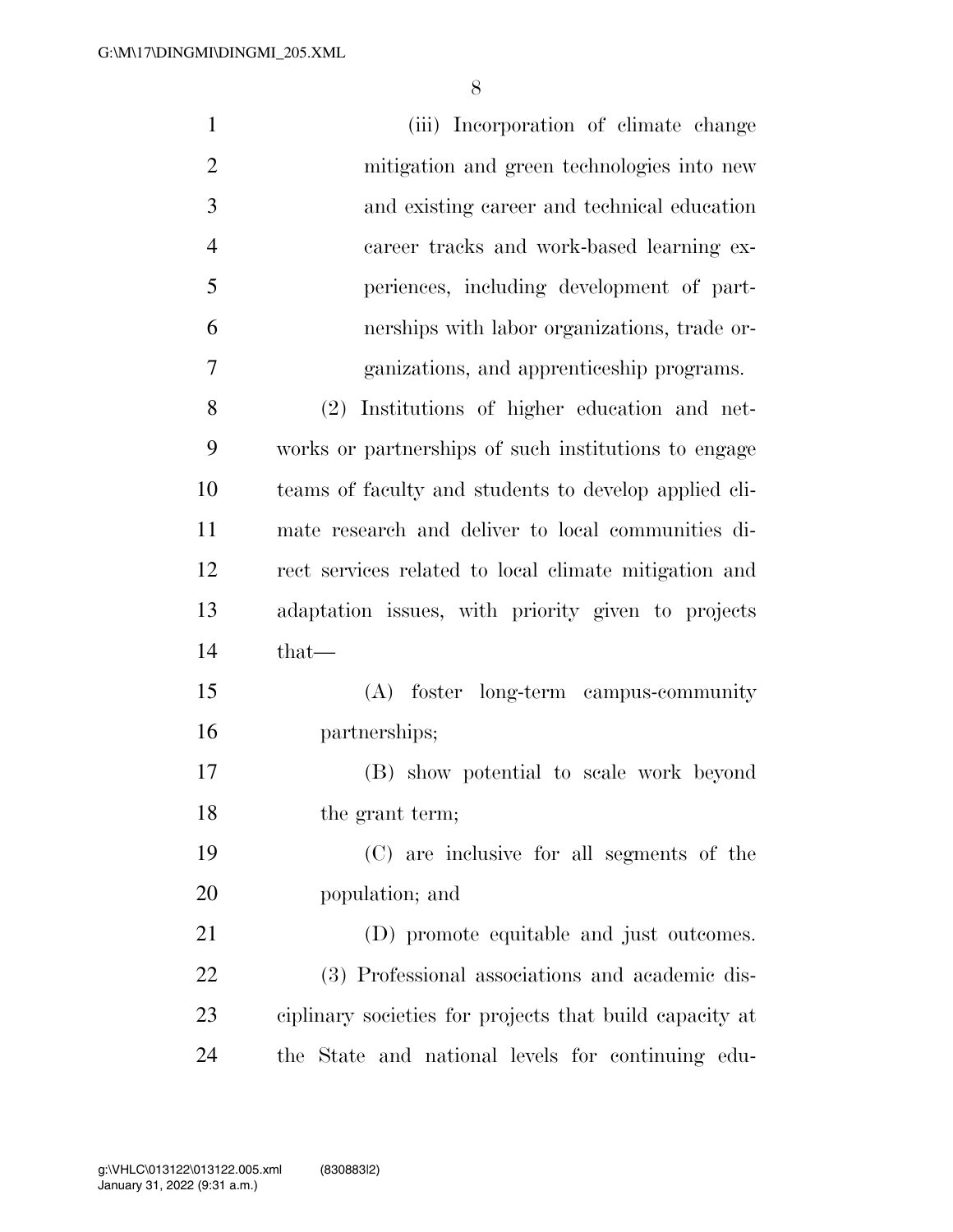(iii) Incorporation of climate change mitigation and green technologies into new and existing career and technical education career tracks and work-based learning experiences, including development of partnerships with labor organizations, trade organizations, and apprenticeship programs.

(2) Institutions of higher education and networks or partnerships of such institutions to engage teams of faculty and students to develop applied climate research and deliver to local communities direct services related to local climate mitigation and adaptation issues, with priority given to projects that—

(A) foster long-term campus-community partnerships;

(B) show potential to scale work beyond the grant term;

(C) are inclusive for all segments of the population; and

(D) promote equitable and just outcomes.

(3) Professional associations and academic disciplinary societies for projects that build capacity at the State and national levels for continuing edu-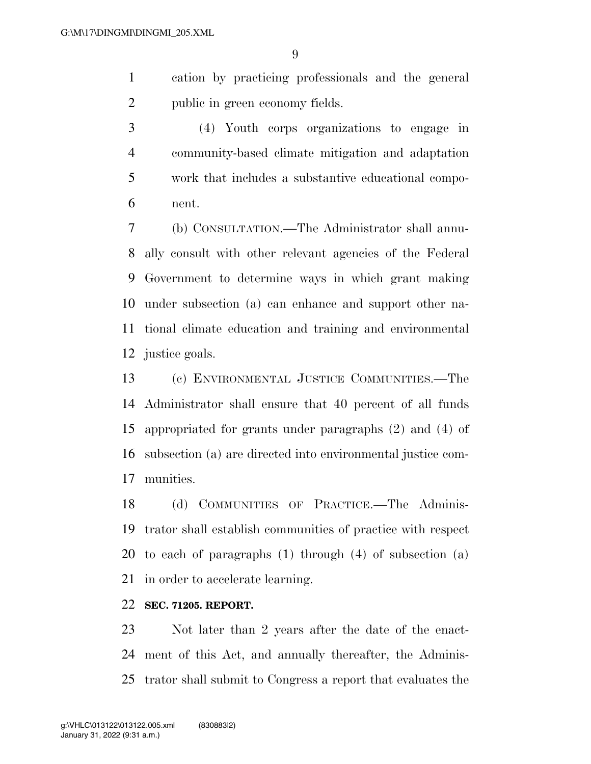cation by practicing professionals and the general public in green economy fields.

(4) Youth corps organizations to engage in community-based climate mitigation and adaptation work that includes a substantive educational component.

(b) CONSULTATION.—The Administrator shall annually consult with other relevant agencies of the Federal Government to determine ways in which grant making under subsection (a) can enhance and support other national climate education and training and environmental justice goals.

(c) ENVIRONMENTAL JUSTICE COMMUNITIES.—The Administrator shall ensure that 40 percent of all funds appropriated for grants under paragraphs (2) and (4) of subsection (a) are directed into environmental justice communities.

(d) COMMUNITIES OF PRACTICE.—The Administrator shall establish communities of practice with respect to each of paragraphs (1) through (4) of subsection (a) in order to accelerate learning.

**SEC. 71205. REPORT.**

Not later than 2 years after the date of the enactment of this Act, and annually thereafter, the Administrator shall submit to Congress a report that evaluates the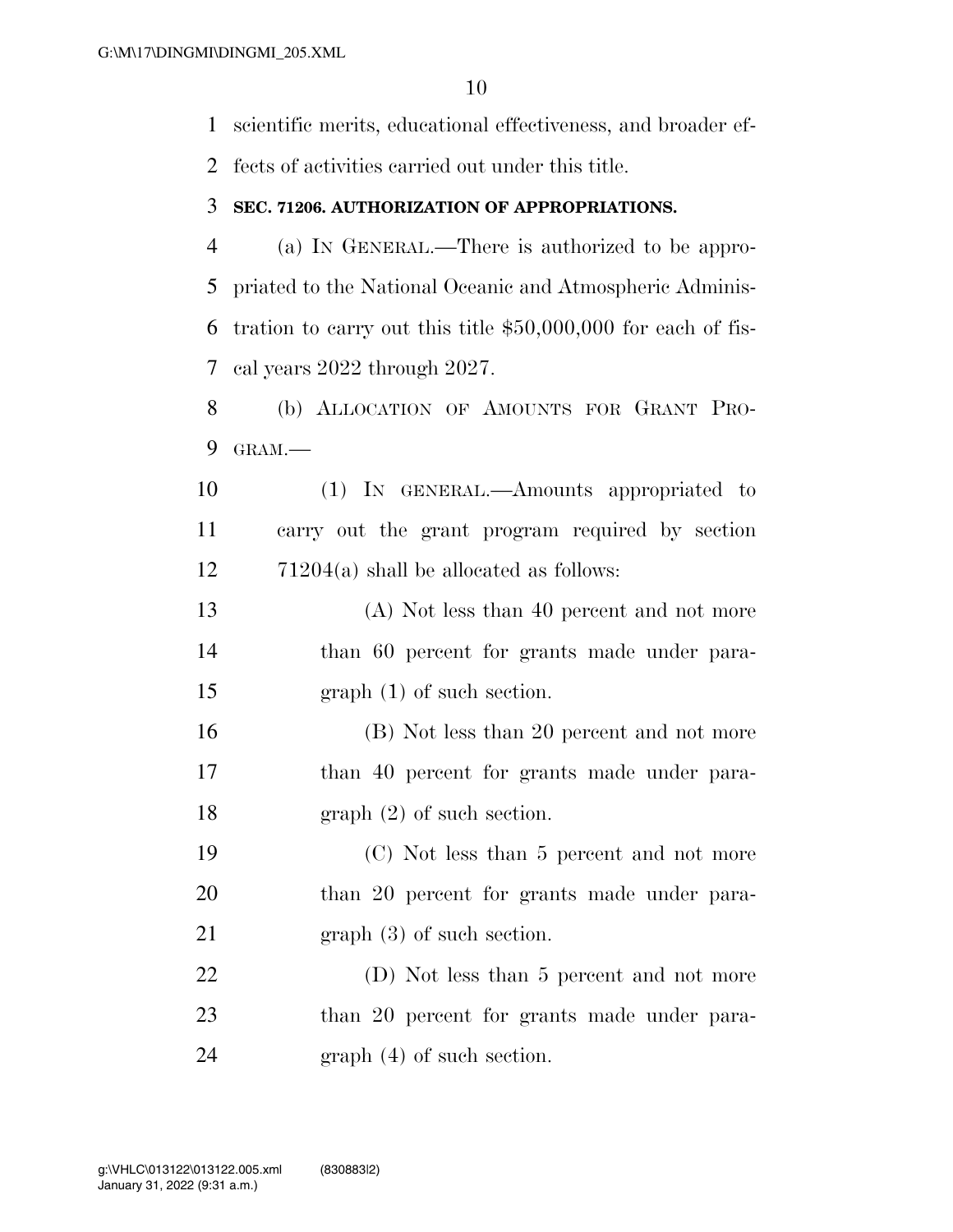scientific merits, educational effectiveness, and broader effects of activities carried out under this title.

**SEC. 71206. AUTHORIZATION OF APPROPRIATIONS.**

(a) IN GENERAL.—There is authorized to be appropriated to the National Oceanic and Atmospheric Administration to carry out this title $50,000,000 for each of fiscal years 2022 through 2027.

(b) ALLOCATION OF AMOUNTS FOR GRANT PROGRAM.—

(1) IN GENERAL.—Amounts appropriated to carry out the grant program required by section 71204(a) shall be allocated as follows:

(A) Not less than 40 percent and not more than 60 percent for grants made under paragraph (1) of such section.

(B) Not less than 20 percent and not more than 40 percent for grants made under paragraph (2) of such section.

(C) Not less than 5 percent and not more than 20 percent for grants made under paragraph (3) of such section.

(D) Not less than 5 percent and not more than 20 percent for grants made under paragraph (4) of such section.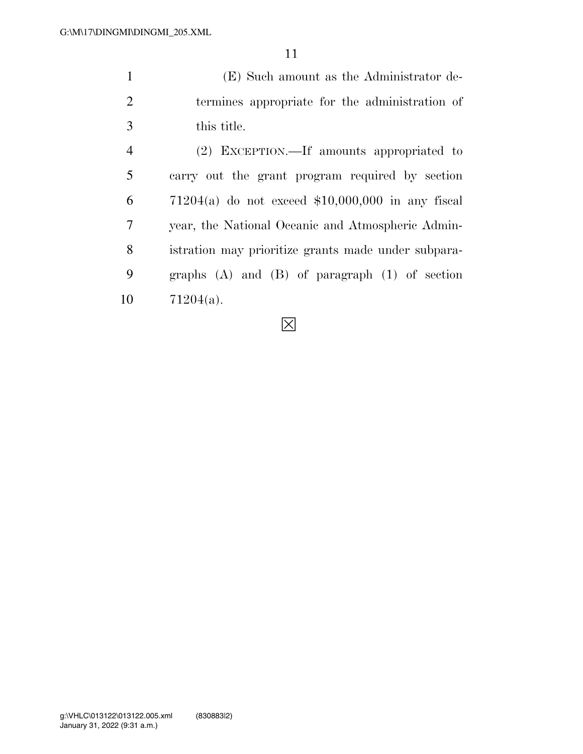(E) Such amount as the Administrator determines appropriate for the administration of this title.

(2) EXCEPTION.—If amounts appropriated to carry out the grant program required by section 71204(a) do not exceed $10,000,000 in any fiscal year, the National Oceanic and Atmospheric Administration may prioritize grants made under subparagraphs (A) and (B) of paragraph (1) of section 71204(a).

☒